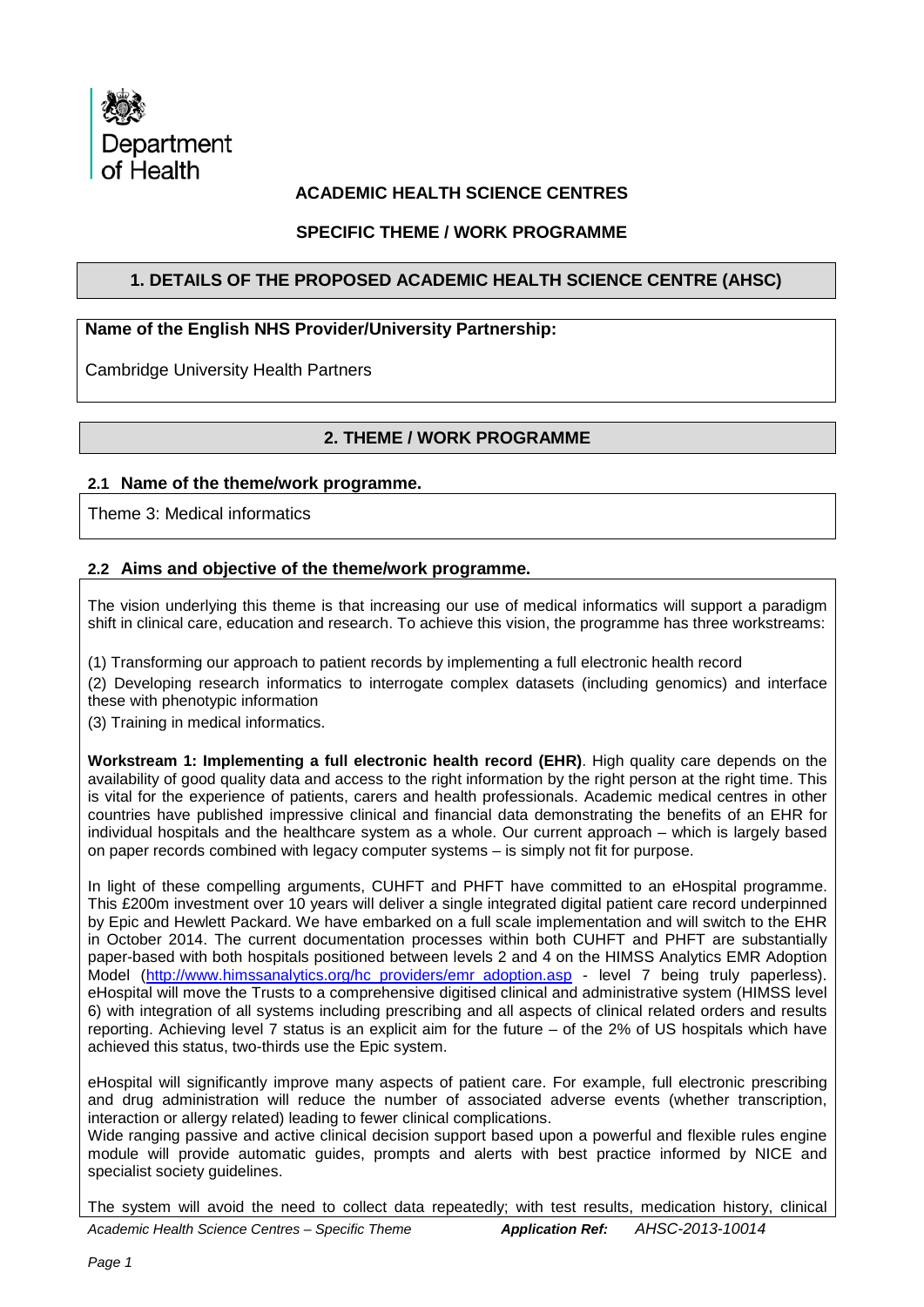Department of Health

## ACADEMIC HEALTH SCIENCE CENTRES

## SPECIFIC THEME / WORK PROGRAMME

## 1. DETAILS OF THE PROPOSED ACADEMIC HEALTH SCIENCE CENTRE (AHSC)

**Name of the English NHS Provider/University Partnership:**

Cambridge University Health Partners

## 2. THEME / WORK PROGRAMME

### 2.1 Name of the theme/work programme.

Theme 3: Medical informatics

### 2.2 Aims and objective of the theme/work programme.

The vision underlying this theme is that increasing our use of medical informatics will support a paradigm shift in clinical care, education and research. To achieve this vision, the programme has three workstreams:

(1) Transforming our approach to patient records by implementing a full electronic health record

(2) Developing research informatics to interrogate complex datasets (including genomics) and interface these with phenotypic information

(3) Training in medical informatics.

**Workstream 1: Implementing a full electronic health record (EHR)**. High quality care depends on the availability of good quality data and access to the right information by the right person at the right time. This is vital for the experience of patients, carers and health professionals. Academic medical centres in other countries have published impressive clinical and financial data demonstrating the benefits of an EHR for individual hospitals and the healthcare system as a whole. Our current approach – which is largely based on paper records combined with legacy computer systems – is simply not fit for purpose.

In light of these compelling arguments, CUHFT and PHFT have committed to an eHospital programme. This £200m investment over 10 years will deliver a single integrated digital patient care record underpinned by Epic and Hewlett Packard. We have embarked on a full scale implementation and will switch to the EHR in October 2014. The current documentation processes within both CUHFT and PHFT are substantially paper-based with both hospitals positioned between levels 2 and 4 on the HIMSS Analytics EMR Adoption Model (http://www.himssanalytics.org/hc_providers/emr_adoption.asp - level 7 being truly paperless). eHospital will move the Trusts to a comprehensive digitised clinical and administrative system (HIMSS level 6) with integration of all systems including prescribing and all aspects of clinical related orders and results reporting. Achieving level 7 status is an explicit aim for the future – of the 2% of US hospitals which have achieved this status, two-thirds use the Epic system.

eHospital will significantly improve many aspects of patient care. For example, full electronic prescribing and drug administration will reduce the number of associated adverse events (whether transcription, interaction or allergy related) leading to fewer clinical complications.
Wide ranging passive and active clinical decision support based upon a powerful and flexible rules engine module will provide automatic guides, prompts and alerts with best practice informed by NICE and specialist society guidelines.

The system will avoid the need to collect data repeatedly; with test results, medication history, clinical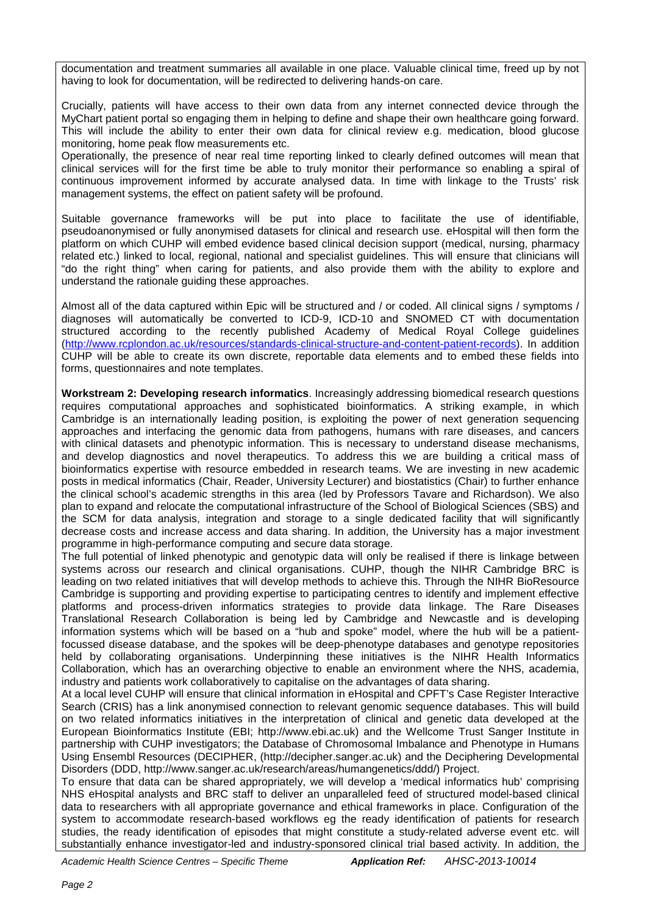documentation and treatment summaries all available in one place. Valuable clinical time, freed up by not having to look for documentation, will be redirected to delivering hands-on care.

Crucially, patients will have access to their own data from any internet connected device through the MyChart patient portal so engaging them in helping to define and shape their own healthcare going forward. This will include the ability to enter their own data for clinical review e.g. medication, blood glucose monitoring, home peak flow measurements etc.

Operationally, the presence of near real time reporting linked to clearly defined outcomes will mean that clinical services will for the first time be able to truly monitor their performance so enabling a spiral of continuous improvement informed by accurate analysed data. In time with linkage to the Trusts' risk management systems, the effect on patient safety will be profound.

Suitable governance frameworks will be put into place to facilitate the use of identifiable, pseudoanonymised or fully anonymised datasets for clinical and research use. eHospital will then form the platform on which CUHP will embed evidence based clinical decision support (medical, nursing, pharmacy related etc.) linked to local, regional, national and specialist guidelines. This will ensure that clinicians will "do the right thing" when caring for patients, and also provide them with the ability to explore and understand the rationale guiding these approaches.

Almost all of the data captured within Epic will be structured and / or coded. All clinical signs / symptoms / diagnoses will automatically be converted to ICD-9, ICD-10 and SNOMED CT with documentation structured according to the recently published Academy of Medical Royal College guidelines (http://www.rcplondon.ac.uk/resources/standards-clinical-structure-and-content-patient-records). In addition CUHP will be able to create its own discrete, reportable data elements and to embed these fields into forms, questionnaires and note templates.

**Workstream 2: Developing research informatics**. Increasingly addressing biomedical research questions requires computational approaches and sophisticated bioinformatics. A striking example, in which Cambridge is an internationally leading position, is exploiting the power of next generation sequencing approaches and interfacing the genomic data from pathogens, humans with rare diseases, and cancers with clinical datasets and phenotypic information. This is necessary to understand disease mechanisms, and develop diagnostics and novel therapeutics. To address this we are building a critical mass of bioinformatics expertise with resource embedded in research teams. We are investing in new academic posts in medical informatics (Chair, Reader, University Lecturer) and biostatistics (Chair) to further enhance the clinical school's academic strengths in this area (led by Professors Tavare and Richardson). We also plan to expand and relocate the computational infrastructure of the School of Biological Sciences (SBS) and the SCM for data analysis, integration and storage to a single dedicated facility that will significantly decrease costs and increase access and data sharing. In addition, the University has a major investment programme in high-performance computing and secure data storage.

The full potential of linked phenotypic and genotypic data will only be realised if there is linkage between systems across our research and clinical organisations. CUHP, though the NIHR Cambridge BRC is leading on two related initiatives that will develop methods to achieve this. Through the NIHR BioResource Cambridge is supporting and providing expertise to participating centres to identify and implement effective platforms and process-driven informatics strategies to provide data linkage. The Rare Diseases Translational Research Collaboration is being led by Cambridge and Newcastle and is developing information systems which will be based on a "hub and spoke" model, where the hub will be a patient-focussed disease database, and the spokes will be deep-phenotype databases and genotype repositories held by collaborating organisations. Underpinning these initiatives is the NIHR Health Informatics Collaboration, which has an overarching objective to enable an environment where the NHS, academia, industry and patients work collaboratively to capitalise on the advantages of data sharing.

At a local level CUHP will ensure that clinical information in eHospital and CPFT's Case Register Interactive Search (CRIS) has a link anonymised connection to relevant genomic sequence databases. This will build on two related informatics initiatives in the interpretation of clinical and genetic data developed at the European Bioinformatics Institute (EBI; http://www.ebi.ac.uk) and the Wellcome Trust Sanger Institute in partnership with CUHP investigators; the Database of Chromosomal Imbalance and Phenotype in Humans Using Ensembl Resources (DECIPHER, (http://decipher.sanger.ac.uk) and the Deciphering Developmental Disorders (DDD, http://www.sanger.ac.uk/research/areas/humangenetics/ddd/) Project.

To ensure that data can be shared appropriately, we will develop a 'medical informatics hub' comprising NHS eHospital analysts and BRC staff to deliver an unparalleled feed of structured model-based clinical data to researchers with all appropriate governance and ethical frameworks in place. Configuration of the system to accommodate research-based workflows eg the ready identification of patients for research studies, the ready identification of episodes that might constitute a study-related adverse event etc. will substantially enhance investigator-led and industry-sponsored clinical trial based activity. In addition, the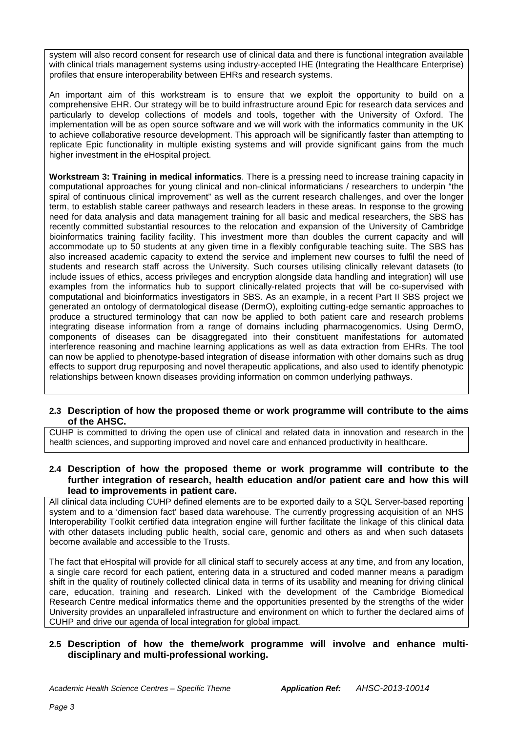system will also record consent for research use of clinical data and there is functional integration available with clinical trials management systems using industry-accepted IHE (Integrating the Healthcare Enterprise) profiles that ensure interoperability between EHRs and research systems.

An important aim of this workstream is to ensure that we exploit the opportunity to build on a comprehensive EHR. Our strategy will be to build infrastructure around Epic for research data services and particularly to develop collections of models and tools, together with the University of Oxford. The implementation will be as open source software and we will work with the informatics community in the UK to achieve collaborative resource development. This approach will be significantly faster than attempting to replicate Epic functionality in multiple existing systems and will provide significant gains from the much higher investment in the eHospital project.

**Workstream 3: Training in medical informatics**. There is a pressing need to increase training capacity in computational approaches for young clinical and non-clinical informaticians / researchers to underpin "the spiral of continuous clinical improvement" as well as the current research challenges, and over the longer term, to establish stable career pathways and research leaders in these areas. In response to the growing need for data analysis and data management training for all basic and medical researchers, the SBS has recently committed substantial resources to the relocation and expansion of the University of Cambridge bioinformatics training facility facility. This investment more than doubles the current capacity and will accommodate up to 50 students at any given time in a flexibly configurable teaching suite. The SBS has also increased academic capacity to extend the service and implement new courses to fulfil the need of students and research staff across the University. Such courses utilising clinically relevant datasets (to include issues of ethics, access privileges and encryption alongside data handling and integration) will use examples from the informatics hub to support clinically-related projects that will be co-supervised with computational and bioinformatics investigators in SBS. As an example, in a recent Part II SBS project we generated an ontology of dermatological disease (DermO), exploiting cutting-edge semantic approaches to produce a structured terminology that can now be applied to both patient care and research problems integrating disease information from a range of domains including pharmacogenomics. Using DermO, components of diseases can be disaggregated into their constituent manifestations for automated interference reasoning and machine learning applications as well as data extraction from EHRs. The tool can now be applied to phenotype-based integration of disease information with other domains such as drug effects to support drug repurposing and novel therapeutic applications, and also used to identify phenotypic relationships between known diseases providing information on common underlying pathways.

### 2.3 Description of how the proposed theme or work programme will contribute to the aims of the AHSC.

CUHP is committed to driving the open use of clinical and related data in innovation and research in the health sciences, and supporting improved and novel care and enhanced productivity in healthcare.

### 2.4 Description of how the proposed theme or work programme will contribute to the further integration of research, health education and/or patient care and how this will lead to improvements in patient care.

All clinical data including CUHP defined elements are to be exported daily to a SQL Server-based reporting system and to a 'dimension fact' based data warehouse. The currently progressing acquisition of an NHS Interoperability Toolkit certified data integration engine will further facilitate the linkage of this clinical data with other datasets including public health, social care, genomic and others as and when such datasets become available and accessible to the Trusts.

The fact that eHospital will provide for all clinical staff to securely access at any time, and from any location, a single care record for each patient, entering data in a structured and coded manner means a paradigm shift in the quality of routinely collected clinical data in terms of its usability and meaning for driving clinical care, education, training and research. Linked with the development of the Cambridge Biomedical Research Centre medical informatics theme and the opportunities presented by the strengths of the wider University provides an unparalleled infrastructure and environment on which to further the declared aims of CUHP and drive our agenda of local integration for global impact.

### 2.5 Description of how the theme/work programme will involve and enhance multi-disciplinary and multi-professional working.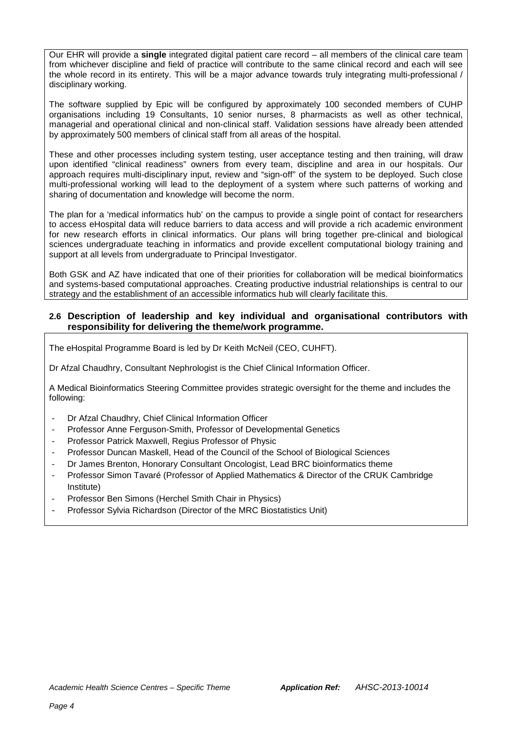Our EHR will provide a **single** integrated digital patient care record – all members of the clinical care team from whichever discipline and field of practice will contribute to the same clinical record and each will see the whole record in its entirety. This will be a major advance towards truly integrating multi-professional / disciplinary working.

The software supplied by Epic will be configured by approximately 100 seconded members of CUHP organisations including 19 Consultants, 10 senior nurses, 8 pharmacists as well as other technical, managerial and operational clinical and non-clinical staff. Validation sessions have already been attended by approximately 500 members of clinical staff from all areas of the hospital.

These and other processes including system testing, user acceptance testing and then training, will draw upon identified "clinical readiness" owners from every team, discipline and area in our hospitals. Our approach requires multi-disciplinary input, review and "sign-off" of the system to be deployed. Such close multi-professional working will lead to the deployment of a system where such patterns of working and sharing of documentation and knowledge will become the norm.

The plan for a 'medical informatics hub' on the campus to provide a single point of contact for researchers to access eHospital data will reduce barriers to data access and will provide a rich academic environment for new research efforts in clinical informatics. Our plans will bring together pre-clinical and biological sciences undergraduate teaching in informatics and provide excellent computational biology training and support at all levels from undergraduate to Principal Investigator.

Both GSK and AZ have indicated that one of their priorities for collaboration will be medical bioinformatics and systems-based computational approaches. Creating productive industrial relationships is central to our strategy and the establishment of an accessible informatics hub will clearly facilitate this.

## 2.6 Description of leadership and key individual and organisational contributors with responsibility for delivering the theme/work programme.

The eHospital Programme Board is led by Dr Keith McNeil (CEO, CUHFT).

Dr Afzal Chaudhry, Consultant Nephrologist is the Chief Clinical Information Officer.

A Medical Bioinformatics Steering Committee provides strategic oversight for the theme and includes the following:

- Dr Afzal Chaudhry, Chief Clinical Information Officer
- Professor Anne Ferguson-Smith, Professor of Developmental Genetics
- Professor Patrick Maxwell, Regius Professor of Physic
- Professor Duncan Maskell, Head of the Council of the School of Biological Sciences
- Dr James Brenton, Honorary Consultant Oncologist, Lead BRC bioinformatics theme
- Professor Simon Tavaré (Professor of Applied Mathematics & Director of the CRUK Cambridge Institute)
- Professor Ben Simons (Herchel Smith Chair in Physics)
- Professor Sylvia Richardson (Director of the MRC Biostatistics Unit)